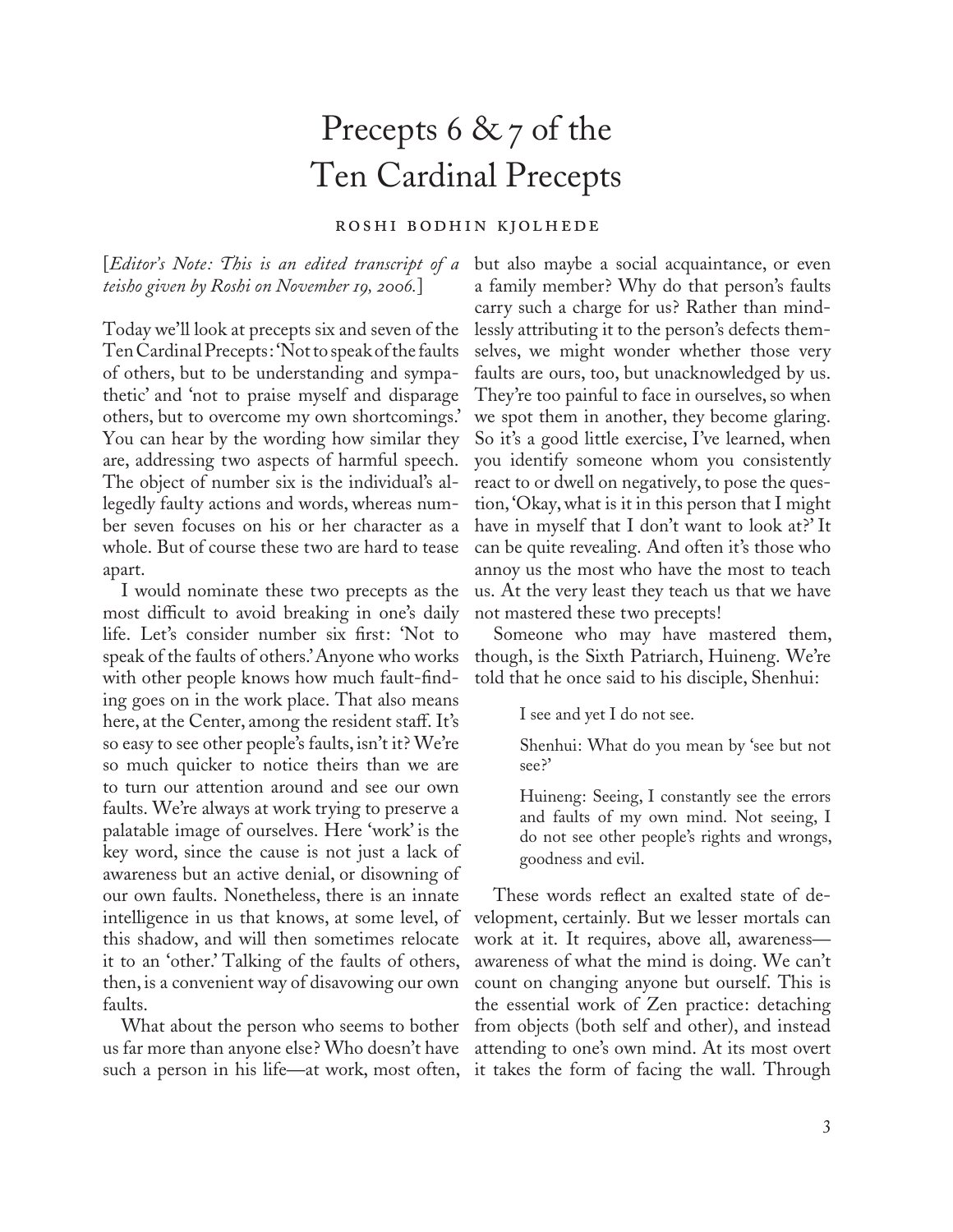# Precepts 6 & 7 of the Ten Cardinal Precepts

ROSHI BODHIN KJOLHEDE

[*Editor's Note: This is an edited transcript of a teisho given by Roshi on November 19, 2006.*]

Today we'll look at precepts six and seven of the Ten Cardinal Precepts: 'Not to speak of the faults of others, but to be understanding and sympathetic' and 'not to praise myself and disparage others, but to overcome my own shortcomings.' You can hear by the wording how similar they are, addressing two aspects of harmful speech. The object of number six is the individual's allegedly faulty actions and words, whereas number seven focuses on his or her character as a whole. But of course these two are hard to tease apart.

I would nominate these two precepts as the most difficult to avoid breaking in one's daily life. Let's consider number six first: 'Not to speak of the faults of others.' Anyone who works with other people knows how much fault-finding goes on in the work place. That also means here, at the Center, among the resident staff. It's so easy to see other people's faults, isn't it? We're so much quicker to notice theirs than we are to turn our attention around and see our own faults. We're always at work trying to preserve a palatable image of ourselves. Here 'work' is the key word, since the cause is not just a lack of awareness but an active denial, or disowning of our own faults. Nonetheless, there is an innate intelligence in us that knows, at some level, of this shadow, and will then sometimes relocate it to an 'other.' Talking of the faults of others, then, is a convenient way of disavowing our own faults.

What about the person who seems to bother us far more than anyone else? Who doesn't have such a person in his life—at work, most often, but also maybe a social acquaintance, or even a family member? Why do that person's faults carry such a charge for us? Rather than mindlessly attributing it to the person's defects themselves, we might wonder whether those very faults are ours, too, but unacknowledged by us. They're too painful to face in ourselves, so when we spot them in another, they become glaring. So it's a good little exercise, I've learned, when you identify someone whom you consistently react to or dwell on negatively, to pose the question, 'Okay, what is it in this person that I might have in myself that I don't want to look at?' It can be quite revealing. And often it's those who annoy us the most who have the most to teach us. At the very least they teach us that we have not mastered these two precepts!

Someone who may have mastered them, though, is the Sixth Patriarch, Huineng. We're told that he once said to his disciple, Shenhui:

> I see and yet I do not see.
>
> Shenhui: What do you mean by 'see but not see?'
>
> Huineng: Seeing, I constantly see the errors and faults of my own mind. Not seeing, I do not see other people's rights and wrongs, goodness and evil.

These words reflect an exalted state of development, certainly. But we lesser mortals can work at it. It requires, above all, awareness—awareness of what the mind is doing. We can't count on changing anyone but ourself. This is the essential work of Zen practice: detaching from objects (both self and other), and instead attending to one's own mind. At its most overt it takes the form of facing the wall. Through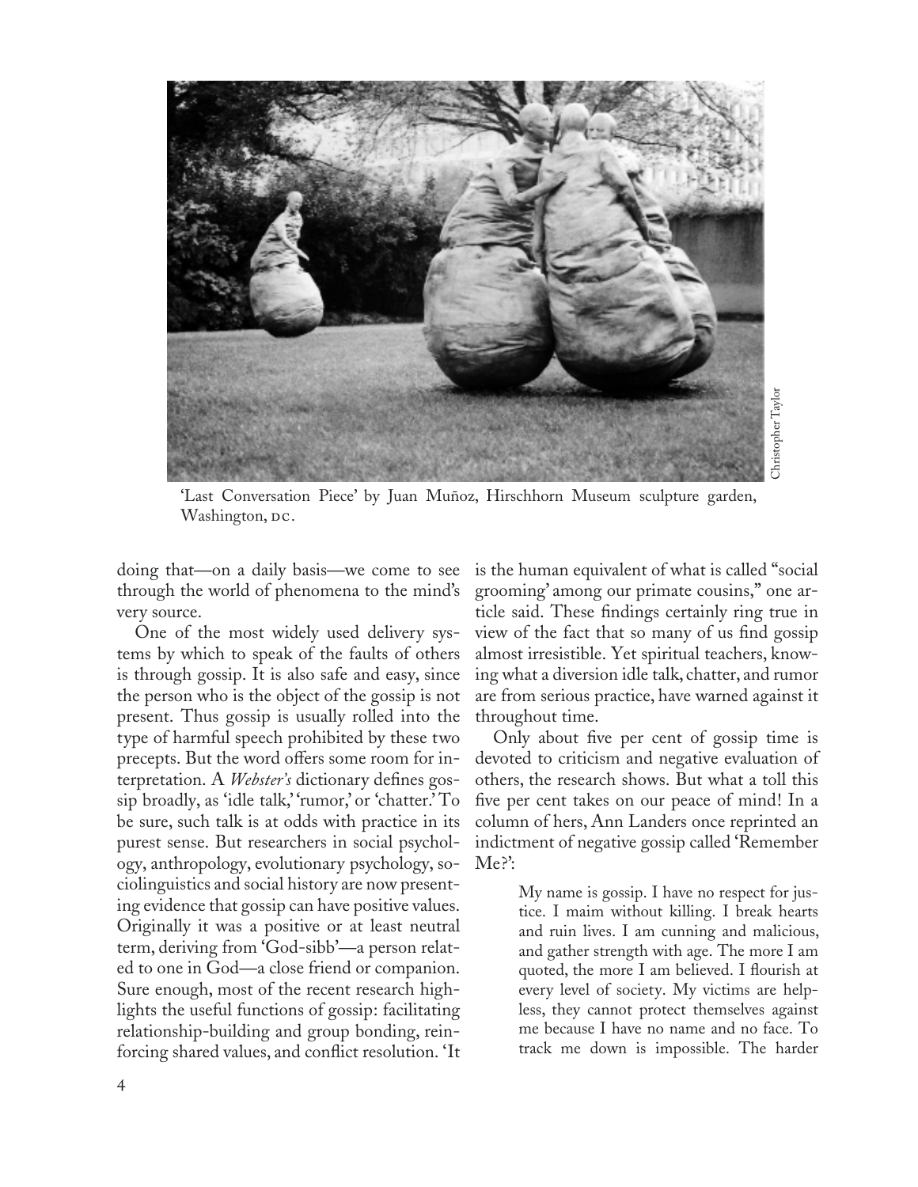'Last Conversation Piece' by Juan Muñoz, Hirschhorn Museum sculpture garden, Washington, DC.

Christopher Taylor

doing that—on a daily basis—we come to see through the world of phenomena to the mind's very source.

One of the most widely used delivery systems by which to speak of the faults of others is through gossip. It is also safe and easy, since the person who is the object of the gossip is not present. Thus gossip is usually rolled into the type of harmful speech prohibited by these two precepts. But the word offers some room for interpretation. A *Webster's* dictionary defines gossip broadly, as 'idle talk,' 'rumor,' or 'chatter.' To be sure, such talk is at odds with practice in its purest sense. But researchers in social psychology, anthropology, evolutionary psychology, sociolinguistics and social history are now presenting evidence that gossip can have positive values. Originally it was a positive or at least neutral term, deriving from 'God-sibb'—a person related to one in God—a close friend or companion. Sure enough, most of the recent research highlights the useful functions of gossip: facilitating relationship-building and group bonding, reinforcing shared values, and conflict resolution. 'It is the human equivalent of what is called "social grooming' among our primate cousins," one article said. These findings certainly ring true in view of the fact that so many of us find gossip almost irresistible. Yet spiritual teachers, knowing what a diversion idle talk, chatter, and rumor are from serious practice, have warned against it throughout time.

Only about five per cent of gossip time is devoted to criticism and negative evaluation of others, the research shows. But what a toll this five per cent takes on our peace of mind! In a column of hers, Ann Landers once reprinted an indictment of negative gossip called 'Remember Me?':

> My name is gossip. I have no respect for justice. I maim without killing. I break hearts and ruin lives. I am cunning and malicious, and gather strength with age. The more I am quoted, the more I am believed. I flourish at every level of society. My victims are helpless, they cannot protect themselves against me because I have no name and no face. To track me down is impossible. The harder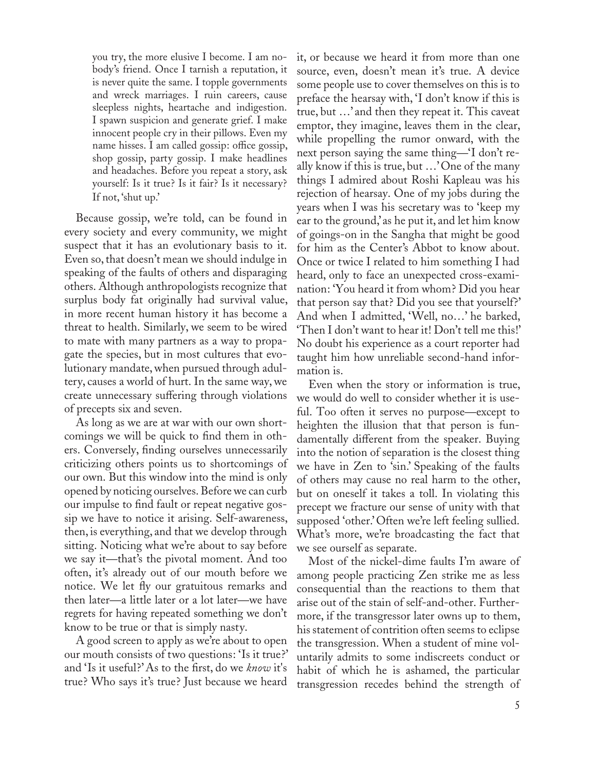> you try, the more elusive I become. I am nobody's friend. Once I tarnish a reputation, it is never quite the same. I topple governments and wreck marriages. I ruin careers, cause sleepless nights, heartache and indigestion. I spawn suspicion and generate grief. I make innocent people cry in their pillows. Even my name hisses. I am called gossip: office gossip, shop gossip, party gossip. I make headlines and headaches. Before you repeat a story, ask yourself: Is it true? Is it fair? Is it necessary? If not, 'shut up.'

Because gossip, we're told, can be found in every society and every community, we might suspect that it has an evolutionary basis to it. Even so, that doesn't mean we should indulge in speaking of the faults of others and disparaging others. Although anthropologists recognize that surplus body fat originally had survival value, in more recent human history it has become a threat to health. Similarly, we seem to be wired to mate with many partners as a way to propagate the species, but in most cultures that evolutionary mandate, when pursued through adultery, causes a world of hurt. In the same way, we create unnecessary suffering through violations of precepts six and seven.

As long as we are at war with our own shortcomings we will be quick to find them in others. Conversely, finding ourselves unnecessarily criticizing others points us to shortcomings of our own. But this window into the mind is only opened by noticing ourselves. Before we can curb our impulse to find fault or repeat negative gossip we have to notice it arising. Self-awareness, then, is everything, and that we develop through sitting. Noticing what we're about to say before we say it—that's the pivotal moment. And too often, it's already out of our mouth before we notice. We let fly our gratuitous remarks and then later—a little later or a lot later—we have regrets for having repeated something we don't know to be true or that is simply nasty.

A good screen to apply as we're about to open our mouth consists of two questions: 'Is it true?' and 'Is it useful?' As to the first, do we *know* it's true? Who says it's true? Just because we heard it, or because we heard it from more than one source, even, doesn't mean it's true. A device some people use to cover themselves on this is to preface the hearsay with, 'I don't know if this is true, but …' and then they repeat it. This caveat emptor, they imagine, leaves them in the clear, while propelling the rumor onward, with the next person saying the same thing—'I don't really know if this is true, but …' One of the many things I admired about Roshi Kapleau was his rejection of hearsay. One of my jobs during the years when I was his secretary was to 'keep my ear to the ground,' as he put it, and let him know of goings-on in the Sangha that might be good for him as the Center's Abbot to know about. Once or twice I related to him something I had heard, only to face an unexpected cross-examination: 'You heard it from whom? Did you hear that person say that? Did you see that yourself?' And when I admitted, 'Well, no…' he barked, 'Then I don't want to hear it! Don't tell me this!' No doubt his experience as a court reporter had taught him how unreliable second-hand information is.

Even when the story or information is true, we would do well to consider whether it is useful. Too often it serves no purpose—except to heighten the illusion that that person is fundamentally different from the speaker. Buying into the notion of separation is the closest thing we have in Zen to 'sin.' Speaking of the faults of others may cause no real harm to the other, but on oneself it takes a toll. In violating this precept we fracture our sense of unity with that supposed 'other.' Often we're left feeling sullied. What's more, we're broadcasting the fact that we see ourself as separate.

Most of the nickel-dime faults I'm aware of among people practicing Zen strike me as less consequential than the reactions to them that arise out of the stain of self-and-other. Furthermore, if the transgressor later owns up to them, his statement of contrition often seems to eclipse the transgression. When a student of mine voluntarily admits to some indiscreets conduct or habit of which he is ashamed, the particular transgression recedes behind the strength of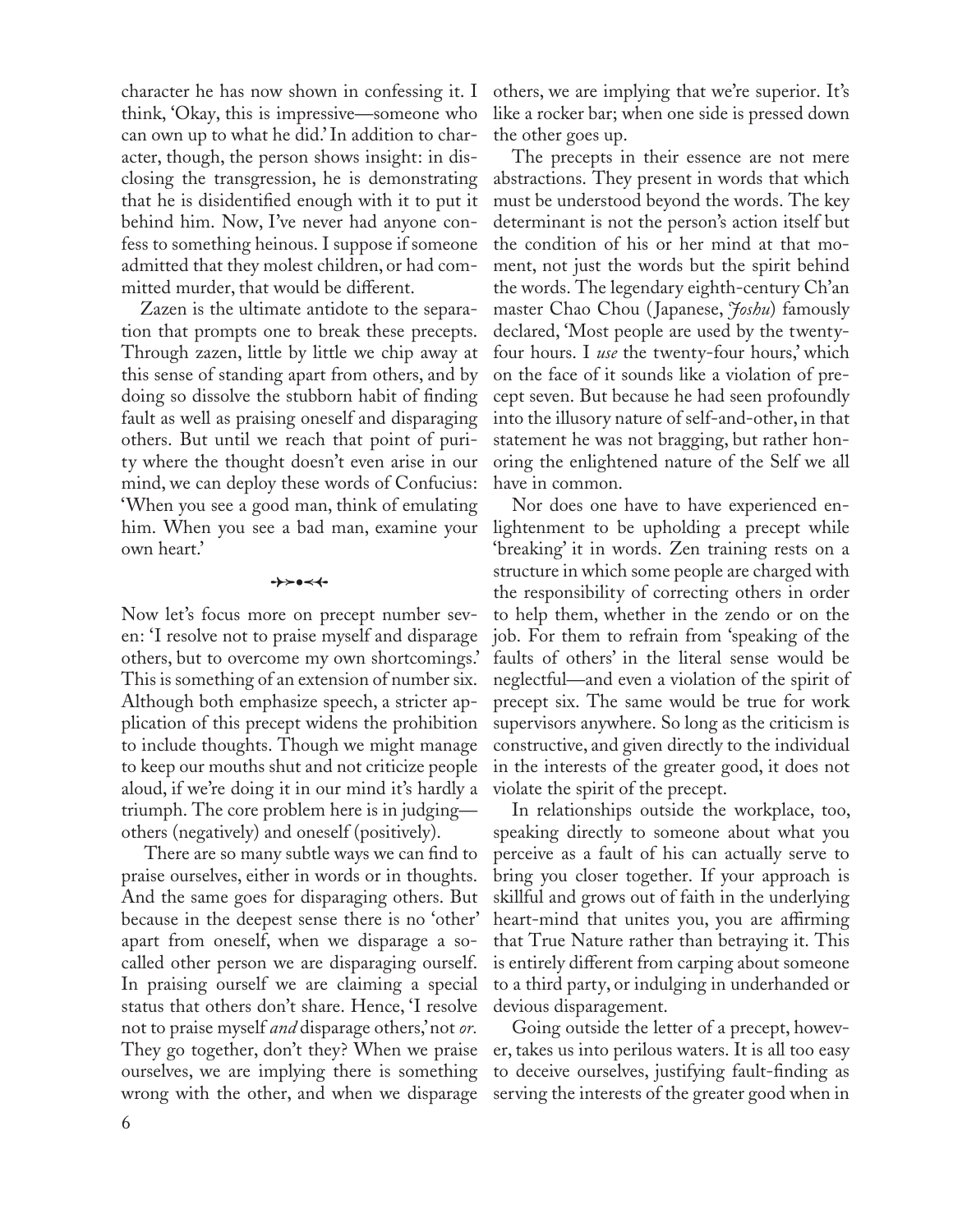character he has now shown in confessing it. I think, 'Okay, this is impressive—someone who can own up to what he did.' In addition to character, though, the person shows insight: in disclosing the transgression, he is demonstrating that he is disidentified enough with it to put it behind him. Now, I've never had anyone confess to something heinous. I suppose if someone admitted that they molest children, or had committed murder, that would be different.

Zazen is the ultimate antidote to the separation that prompts one to break these precepts. Through zazen, little by little we chip away at this sense of standing apart from others, and by doing so dissolve the stubborn habit of finding fault as well as praising oneself and disparaging others. But until we reach that point of purity where the thought doesn't even arise in our mind, we can deploy these words of Confucius: 'When you see a good man, think of emulating him. When you see a bad man, examine your own heart.'

---

Now let's focus more on precept number seven: 'I resolve not to praise myself and disparage others, but to overcome my own shortcomings.' This is something of an extension of number six. Although both emphasize speech, a stricter application of this precept widens the prohibition to include thoughts. Though we might manage to keep our mouths shut and not criticize people aloud, if we're doing it in our mind it's hardly a triumph. The core problem here is in judging—others (negatively) and oneself (positively).

There are so many subtle ways we can find to praise ourselves, either in words or in thoughts. And the same goes for disparaging others. But because in the deepest sense there is no 'other' apart from oneself, when we disparage a so-called other person we are disparaging ourself. In praising ourself we are claiming a special status that others don't share. Hence, 'I resolve not to praise myself *and* disparage others,' not *or.* They go together, don't they? When we praise ourselves, we are implying there is something wrong with the other, and when we disparage others, we are implying that we're superior. It's like a rocker bar; when one side is pressed down the other goes up.

The precepts in their essence are not mere abstractions. They present in words that which must be understood beyond the words. The key determinant is not the person's action itself but the condition of his or her mind at that moment, not just the words but the spirit behind the words. The legendary eighth-century Ch'an master Chao Chou (Japanese, *Joshu*) famously declared, 'Most people are used by the twenty-four hours. I *use* the twenty-four hours,' which on the face of it sounds like a violation of precept seven. But because he had seen profoundly into the illusory nature of self-and-other, in that statement he was not bragging, but rather honoring the enlightened nature of the Self we all have in common.

Nor does one have to have experienced enlightenment to be upholding a precept while 'breaking' it in words. Zen training rests on a structure in which some people are charged with the responsibility of correcting others in order to help them, whether in the zendo or on the job. For them to refrain from 'speaking of the faults of others' in the literal sense would be neglectful—and even a violation of the spirit of precept six. The same would be true for work supervisors anywhere. So long as the criticism is constructive, and given directly to the individual in the interests of the greater good, it does not violate the spirit of the precept.

In relationships outside the workplace, too, speaking directly to someone about what you perceive as a fault of his can actually serve to bring you closer together. If your approach is skillful and grows out of faith in the underlying heart-mind that unites you, you are affirming that True Nature rather than betraying it. This is entirely different from carping about someone to a third party, or indulging in underhanded or devious disparagement.

Going outside the letter of a precept, however, takes us into perilous waters. It is all too easy to deceive ourselves, justifying fault-finding as serving the interests of the greater good when in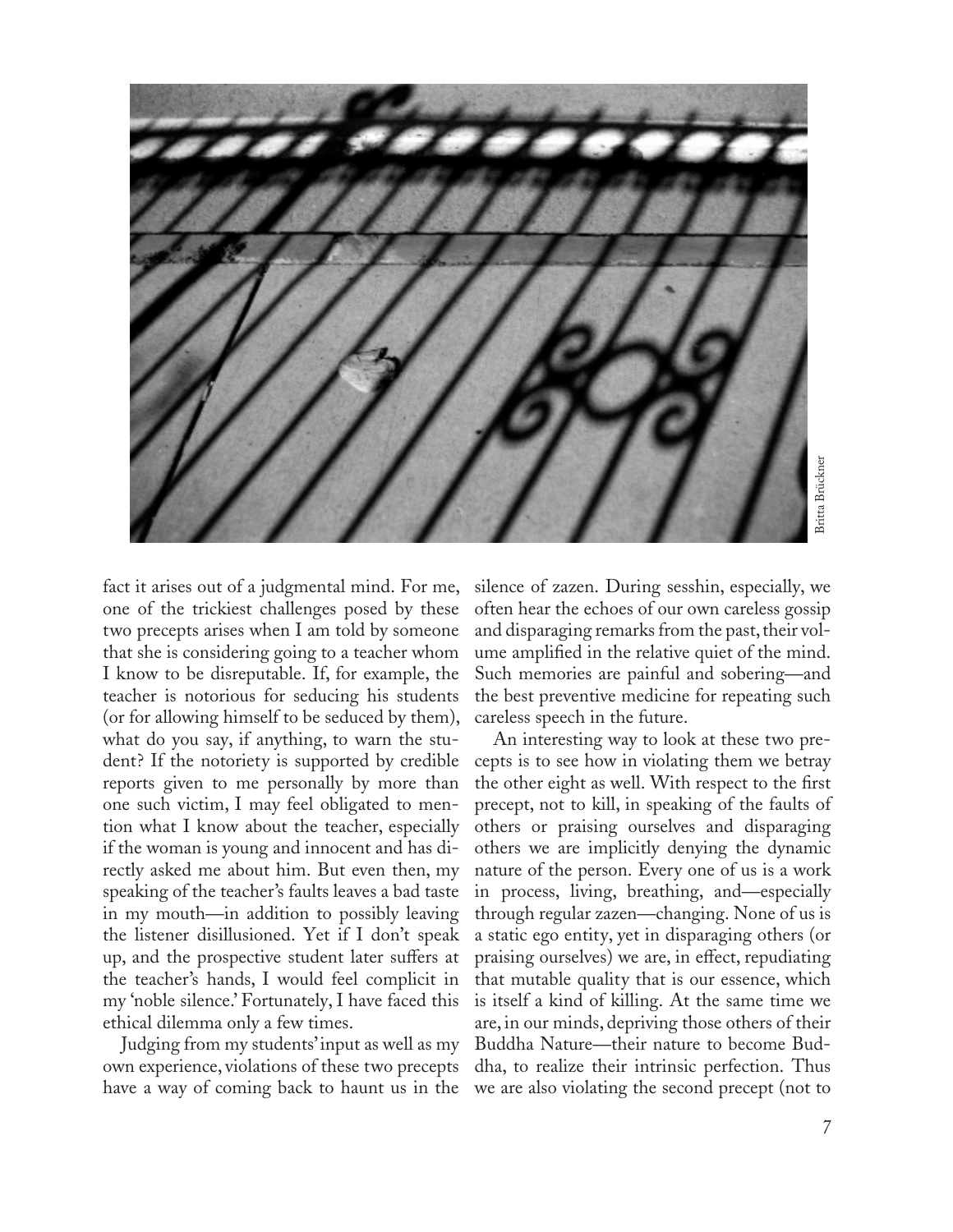Britta Brückner

fact it arises out of a judgmental mind. For me, one of the trickiest challenges posed by these two precepts arises when I am told by someone that she is considering going to a teacher whom I know to be disreputable. If, for example, the teacher is notorious for seducing his students (or for allowing himself to be seduced by them), what do you say, if anything, to warn the student? If the notoriety is supported by credible reports given to me personally by more than one such victim, I may feel obligated to mention what I know about the teacher, especially if the woman is young and innocent and has directly asked me about him. But even then, my speaking of the teacher's faults leaves a bad taste in my mouth—in addition to possibly leaving the listener disillusioned. Yet if I don't speak up, and the prospective student later suffers at the teacher's hands, I would feel complicit in my 'noble silence.' Fortunately, I have faced this ethical dilemma only a few times.

Judging from my students' input as well as my own experience, violations of these two precepts have a way of coming back to haunt us in the silence of zazen. During sesshin, especially, we often hear the echoes of our own careless gossip and disparaging remarks from the past, their volume amplified in the relative quiet of the mind. Such memories are painful and sobering—and the best preventive medicine for repeating such careless speech in the future.

An interesting way to look at these two precepts is to see how in violating them we betray the other eight as well. With respect to the first precept, not to kill, in speaking of the faults of others or praising ourselves and disparaging others we are implicitly denying the dynamic nature of the person. Every one of us is a work in process, living, breathing, and—especially through regular zazen—changing. None of us is a static ego entity, yet in disparaging others (or praising ourselves) we are, in effect, repudiating that mutable quality that is our essence, which is itself a kind of killing. At the same time we are, in our minds, depriving those others of their Buddha Nature—their nature to become Buddha, to realize their intrinsic perfection. Thus we are also violating the second precept (not to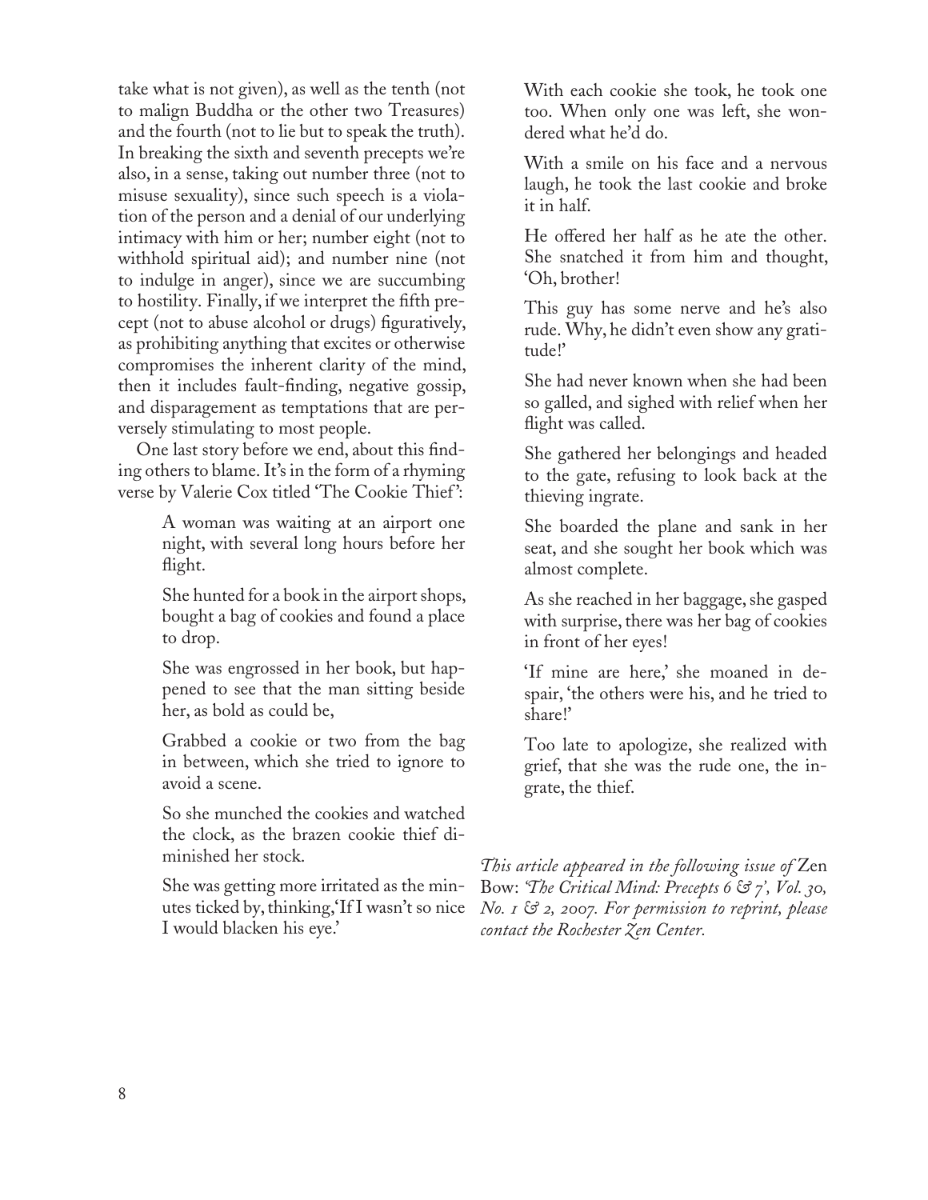take what is not given), as well as the tenth (not to malign Buddha or the other two Treasures) and the fourth (not to lie but to speak the truth). In breaking the sixth and seventh precepts we're also, in a sense, taking out number three (not to misuse sexuality), since such speech is a violation of the person and a denial of our underlying intimacy with him or her; number eight (not to withhold spiritual aid); and number nine (not to indulge in anger), since we are succumbing to hostility. Finally, if we interpret the fifth precept (not to abuse alcohol or drugs) figuratively, as prohibiting anything that excites or otherwise compromises the inherent clarity of the mind, then it includes fault-finding, negative gossip, and disparagement as temptations that are perversely stimulating to most people.

One last story before we end, about this finding others to blame. It's in the form of a rhyming verse by Valerie Cox titled 'The Cookie Thief':

> A woman was waiting at an airport one night, with several long hours before her flight.
>
> She hunted for a book in the airport shops, bought a bag of cookies and found a place to drop.
>
> She was engrossed in her book, but happened to see that the man sitting beside her, as bold as could be,
>
> Grabbed a cookie or two from the bag in between, which she tried to ignore to avoid a scene.
>
> So she munched the cookies and watched the clock, as the brazen cookie thief diminished her stock.
>
> She was getting more irritated as the minutes ticked by, thinking, 'If I wasn't so nice I would blacken his eye.'
>
> With each cookie she took, he took one too. When only one was left, she wondered what he'd do.
>
> With a smile on his face and a nervous laugh, he took the last cookie and broke it in half.
>
> He offered her half as he ate the other. She snatched it from him and thought, 'Oh, brother!
>
> This guy has some nerve and he's also rude. Why, he didn't even show any gratitude!'
>
> She had never known when she had been so galled, and sighed with relief when her flight was called.
>
> She gathered her belongings and headed to the gate, refusing to look back at the thieving ingrate.
>
> She boarded the plane and sank in her seat, and she sought her book which was almost complete.
>
> As she reached in her baggage, she gasped with surprise, there was her bag of cookies in front of her eyes!
>
> 'If mine are here,' she moaned in despair, 'the others were his, and he tried to share!'
>
> Too late to apologize, she realized with grief, that she was the rude one, the ingrate, the thief.

*This article appeared in the following issue of* Zen Bow: *'The Critical Mind: Precepts 6 & 7', Vol. 30, No. 1 & 2, 2007. For permission to reprint, please contact the Rochester Zen Center.*